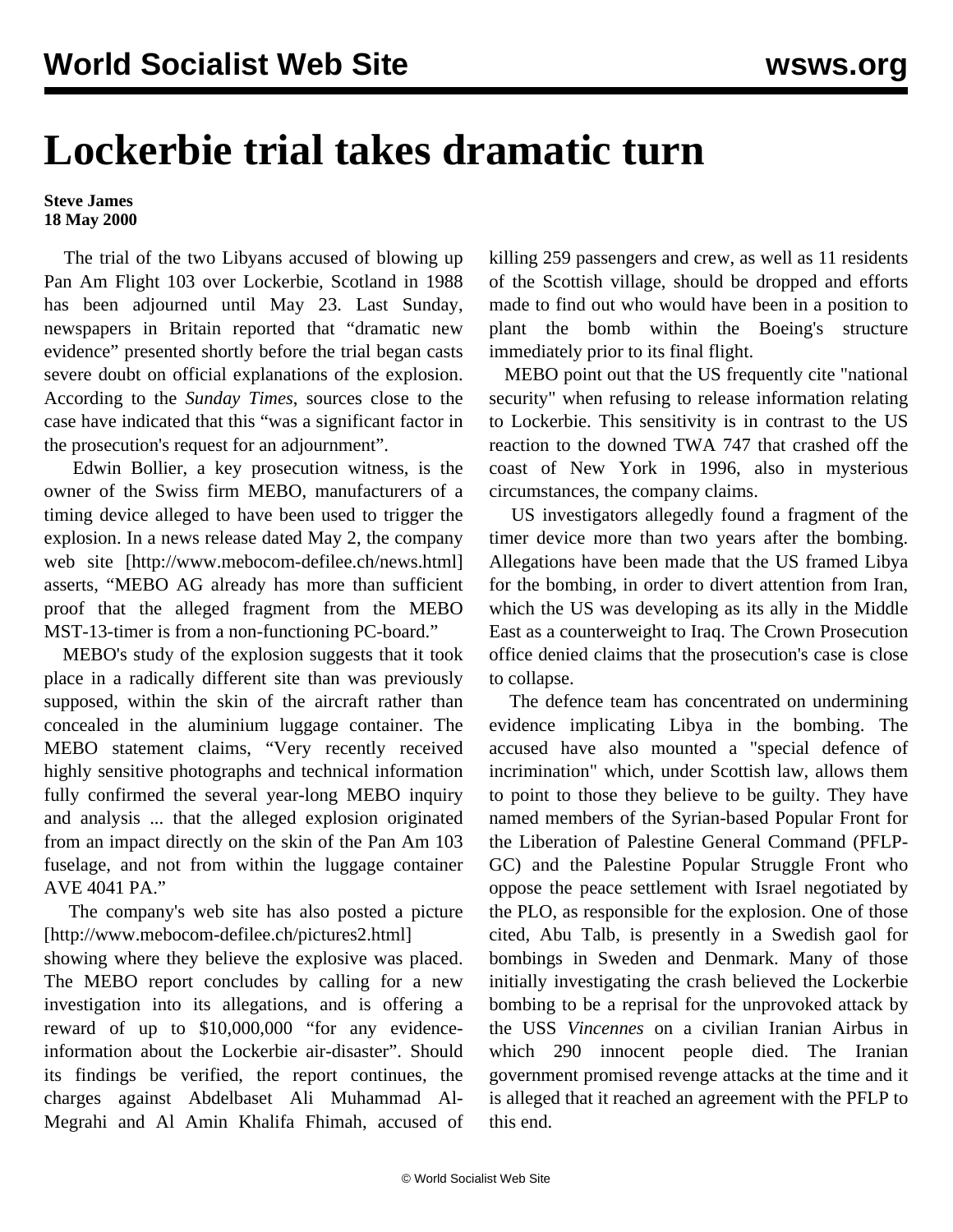# Lockerbie trial takes dramatic turn

**Steve James**
**18 May 2000**

The trial of the two Libyans accused of blowing up Pan Am Flight 103 over Lockerbie, Scotland in 1988 has been adjourned until May 23. Last Sunday, newspapers in Britain reported that "dramatic new evidence" presented shortly before the trial began casts severe doubt on official explanations of the explosion. According to the *Sunday Times*, sources close to the case have indicated that this "was a significant factor in the prosecution's request for an adjournment".

Edwin Bollier, a key prosecution witness, is the owner of the Swiss firm MEBO, manufacturers of a timing device alleged to have been used to trigger the explosion. In a news release dated May 2, the company web site [http://www.mebocom-defilee.ch/news.html] asserts, "MEBO AG already has more than sufficient proof that the alleged fragment from the MEBO MST-13-timer is from a non-functioning PC-board."

MEBO's study of the explosion suggests that it took place in a radically different site than was previously supposed, within the skin of the aircraft rather than concealed in the aluminium luggage container. The MEBO statement claims, "Very recently received highly sensitive photographs and technical information fully confirmed the several year-long MEBO inquiry and analysis ... that the alleged explosion originated from an impact directly on the skin of the Pan Am 103 fuselage, and not from within the luggage container AVE 4041 PA."

The company's web site has also posted a picture [http://www.mebocom-defilee.ch/pictures2.html] showing where they believe the explosive was placed. The MEBO report concludes by calling for a new investigation into its allegations, and is offering a reward of up to $10,000,000 "for any evidence-information about the Lockerbie air-disaster". Should its findings be verified, the report continues, the charges against Abdelbaset Ali Muhammad Al-Megrahi and Al Amin Khalifa Fhimah, accused of killing 259 passengers and crew, as well as 11 residents of the Scottish village, should be dropped and efforts made to find out who would have been in a position to plant the bomb within the Boeing's structure immediately prior to its final flight.

MEBO point out that the US frequently cite "national security" when refusing to release information relating to Lockerbie. This sensitivity is in contrast to the US reaction to the downed TWA 747 that crashed off the coast of New York in 1996, also in mysterious circumstances, the company claims.

US investigators allegedly found a fragment of the timer device more than two years after the bombing. Allegations have been made that the US framed Libya for the bombing, in order to divert attention from Iran, which the US was developing as its ally in the Middle East as a counterweight to Iraq. The Crown Prosecution office denied claims that the prosecution's case is close to collapse.

The defence team has concentrated on undermining evidence implicating Libya in the bombing. The accused have also mounted a "special defence of incrimination" which, under Scottish law, allows them to point to those they believe to be guilty. They have named members of the Syrian-based Popular Front for the Liberation of Palestine General Command (PFLP-GC) and the Palestine Popular Struggle Front who oppose the peace settlement with Israel negotiated by the PLO, as responsible for the explosion. One of those cited, Abu Talb, is presently in a Swedish gaol for bombings in Sweden and Denmark. Many of those initially investigating the crash believed the Lockerbie bombing to be a reprisal for the unprovoked attack by the USS *Vincennes* on a civilian Iranian Airbus in which 290 innocent people died. The Iranian government promised revenge attacks at the time and it is alleged that it reached an agreement with the PFLP to this end.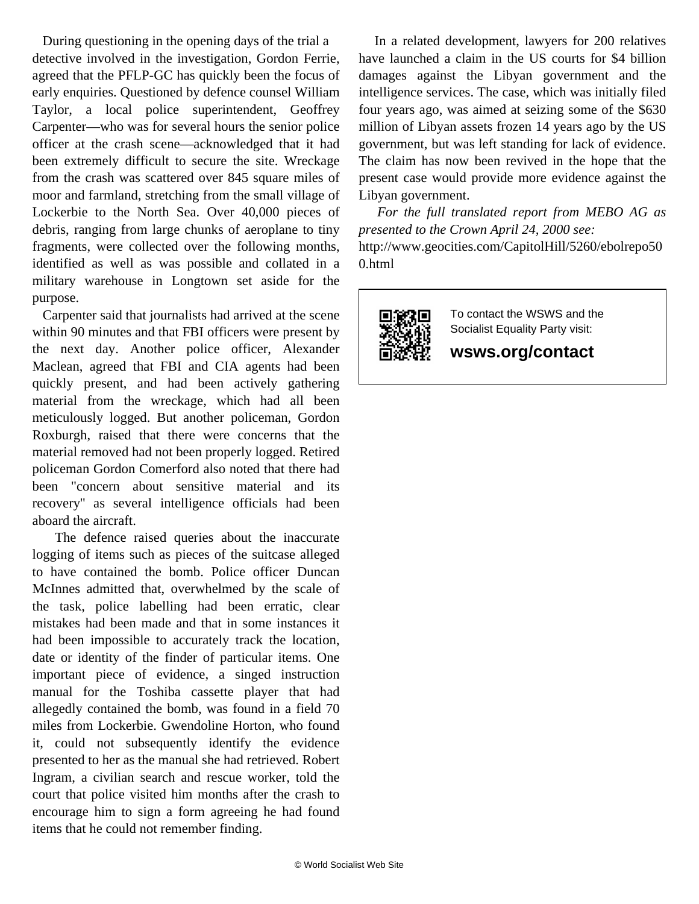During questioning in the opening days of the trial a detective involved in the investigation, Gordon Ferrie, agreed that the PFLP-GC has quickly been the focus of early enquiries. Questioned by defence counsel William Taylor, a local police superintendent, Geoffrey Carpenter—who was for several hours the senior police officer at the crash scene—acknowledged that it had been extremely difficult to secure the site. Wreckage from the crash was scattered over 845 square miles of moor and farmland, stretching from the small village of Lockerbie to the North Sea. Over 40,000 pieces of debris, ranging from large chunks of aeroplane to tiny fragments, were collected over the following months, identified as well as was possible and collated in a military warehouse in Longtown set aside for the purpose.

Carpenter said that journalists had arrived at the scene within 90 minutes and that FBI officers were present by the next day. Another police officer, Alexander Maclean, agreed that FBI and CIA agents had been quickly present, and had been actively gathering material from the wreckage, which had all been meticulously logged. But another policeman, Gordon Roxburgh, raised that there were concerns that the material removed had not been properly logged. Retired policeman Gordon Comerford also noted that there had been "concern about sensitive material and its recovery" as several intelligence officials had been aboard the aircraft.

The defence raised queries about the inaccurate logging of items such as pieces of the suitcase alleged to have contained the bomb. Police officer Duncan McInnes admitted that, overwhelmed by the scale of the task, police labelling had been erratic, clear mistakes had been made and that in some instances it had been impossible to accurately track the location, date or identity of the finder of particular items. One important piece of evidence, a singed instruction manual for the Toshiba cassette player that had allegedly contained the bomb, was found in a field 70 miles from Lockerbie. Gwendoline Horton, who found it, could not subsequently identify the evidence presented to her as the manual she had retrieved. Robert Ingram, a civilian search and rescue worker, told the court that police visited him months after the crash to encourage him to sign a form agreeing he had found items that he could not remember finding.

In a related development, lawyers for 200 relatives have launched a claim in the US courts for $4 billion damages against the Libyan government and the intelligence services. The case, which was initially filed four years ago, was aimed at seizing some of the $630 million of Libyan assets frozen 14 years ago by the US government, but was left standing for lack of evidence. The claim has now been revived in the hope that the present case would provide more evidence against the Libyan government.

*For the full translated report from MEBO AG as presented to the Crown April 24, 2000 see:*
http://www.geocities.com/CapitolHill/5260/ebolrepo500.html

To contact the WSWS and the Socialist Equality Party visit:

**wsws.org/contact**